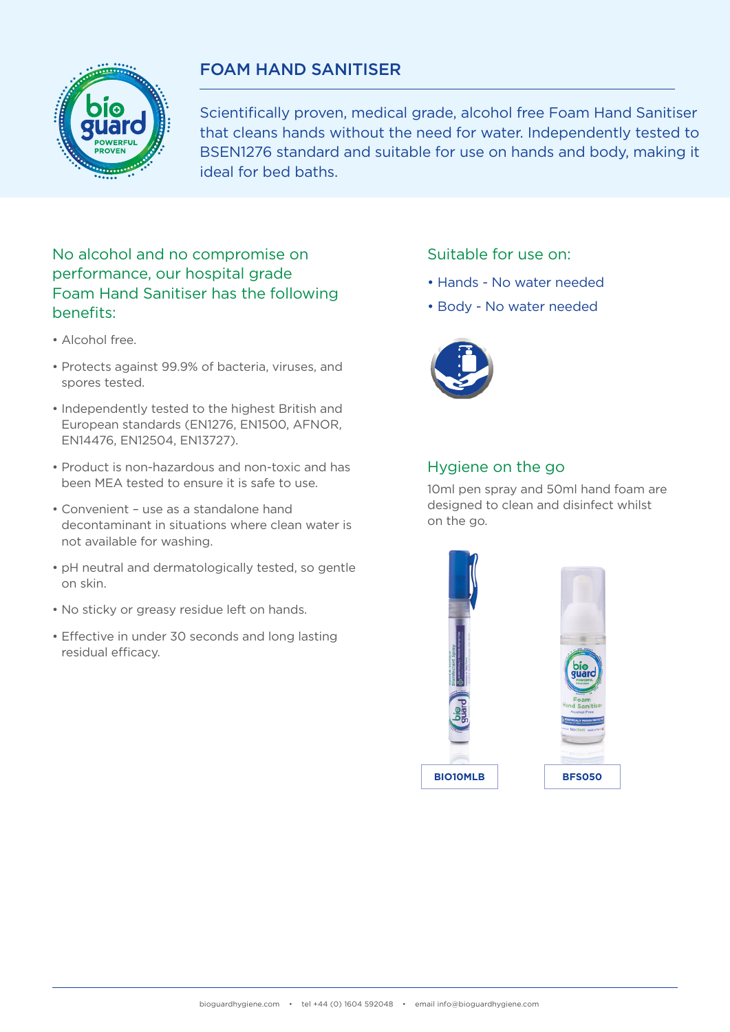# FOAM HAND SANITISER

Scientifically proven, medical grade, alcohol free Foam Hand Sanitiser that cleans hands without the need for water. Independently tested to BSEN1276 standard and suitable for use on hands and body, making it ideal for bed baths.

## No alcohol and no compromise on performance, our hospital grade Foam Hand Sanitiser has the following benefits:

- Alcohol free.
- Protects against 99.9% of bacteria, viruses, and spores tested.
- Independently tested to the highest British and European standards (EN1276, EN1500, AFNOR, EN14476, EN12504, EN13727).
- Product is non-hazardous and non-toxic and has been MEA tested to ensure it is safe to use.
- Convenient – use as a standalone hand decontaminant in situations where clean water is not available for washing.
- pH neutral and dermatologically tested, so gentle on skin.
- No sticky or greasy residue left on hands.
- Effective in under 30 seconds and long lasting residual efficacy.

## Suitable for use on:

- Hands - No water needed
- Body - No water needed

## Hygiene on the go

10ml pen spray and 50ml hand foam are designed to clean and disinfect whilst on the go.

**BIO10MLB**

**BFS050**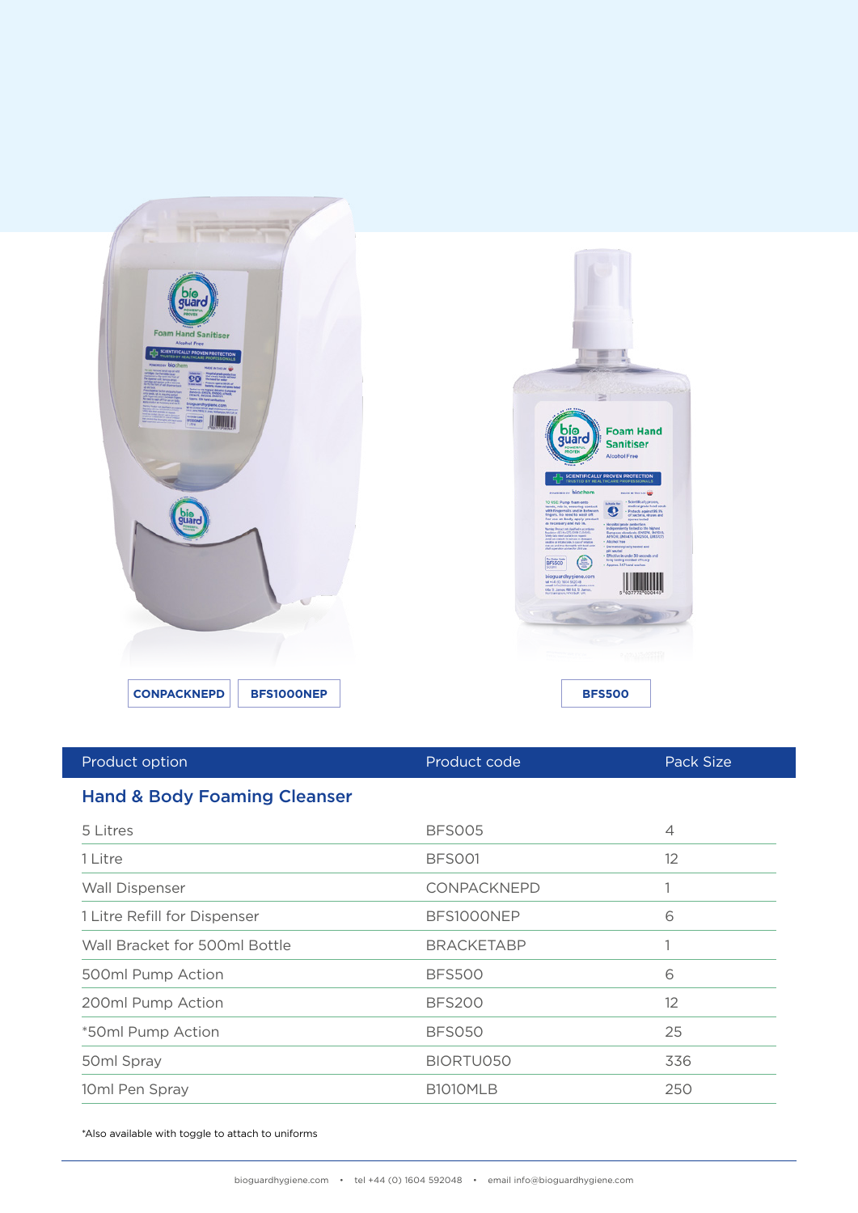CONPACKNEPD BFS1000NEP

BFS500

| Product option | Product code | Pack Size |
|---|---|---|
| **Hand & Body Foaming Cleanser** | | |
| 5 Litres | BFS005 | 4 |
| 1 Litre | BFS001 | 12 |
| Wall Dispenser | CONPACKNEPD | 1 |
| 1 Litre Refill for Dispenser | BFS1000NEP | 6 |
| Wall Bracket for 500ml Bottle | BRACKETABP | 1 |
| 500ml Pump Action | BFS500 | 6 |
| 200ml Pump Action | BFS200 | 12 |
| *50ml Pump Action | BFS050 | 25 |
| 50ml Spray | BIORTU050 | 336 |
| 10ml Pen Spray | B1010MLB | 250 |

*Also available with toggle to attach to uniforms

bioguardhygiene.com • tel +44 (0) 1604 592048 • email info@bioguardhygiene.com